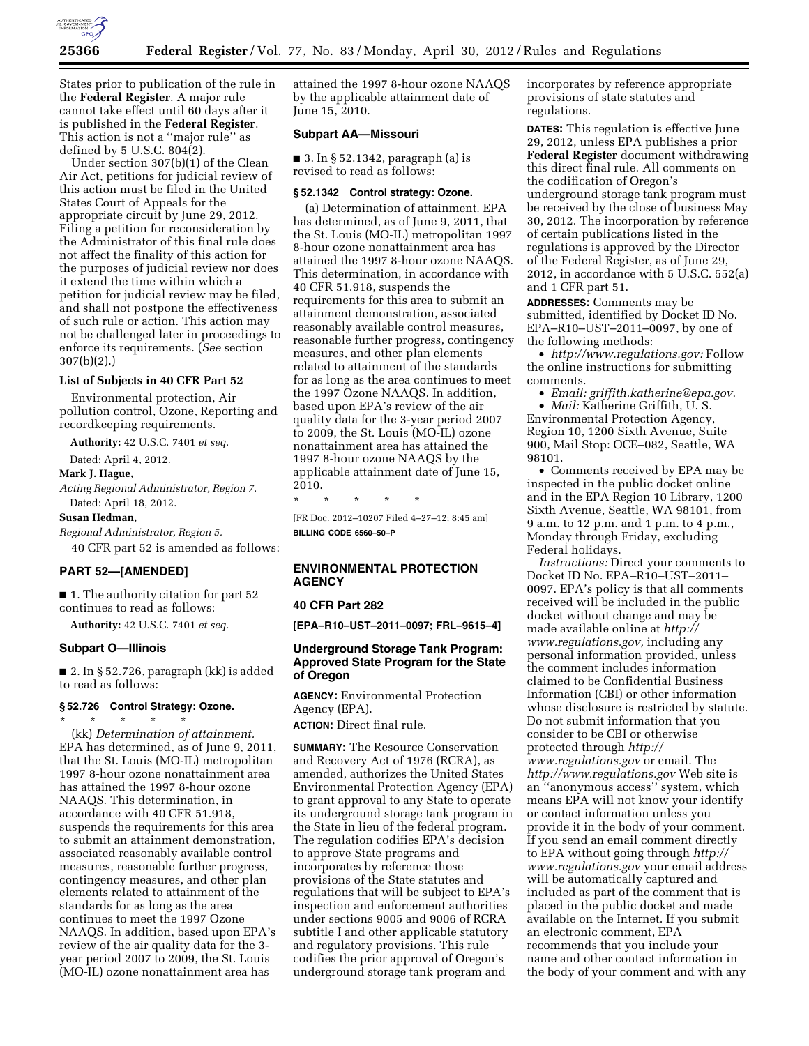States prior to publication of the rule in the **Federal Register**. A major rule cannot take effect until 60 days after it is published in the **Federal Register**. This action is not a ''major rule'' as defined by 5 U.S.C. 804(2).

Under section 307(b)(1) of the Clean Air Act, petitions for judicial review of this action must be filed in the United States Court of Appeals for the appropriate circuit by June 29, 2012. Filing a petition for reconsideration by the Administrator of this final rule does not affect the finality of this action for the purposes of judicial review nor does it extend the time within which a petition for judicial review may be filed, and shall not postpone the effectiveness of such rule or action. This action may not be challenged later in proceedings to enforce its requirements. (*See* section 307(b)(2).)

### List of Subjects in 40 CFR Part 52

Environmental protection, Air pollution control, Ozone, Reporting and recordkeeping requirements.

**Authority:** 42 U.S.C. 7401 *et seq.*

Dated: April 4, 2012.

**Mark J. Hague,**

*Acting Regional Administrator, Region 7.*

Dated: April 18, 2012.

**Susan Hedman,**

*Regional Administrator, Region 5.*

40 CFR part 52 is amended as follows:

## PART 52—[AMENDED]

■ 1. The authority citation for part 52 continues to read as follows:

**Authority:** 42 U.S.C. 7401 *et seq.*

### Subpart O—Illinois

■ 2. In § 52.726, paragraph (kk) is added to read as follows:

#### § 52.726 Control Strategy: Ozone.

\* \* \* \* \*

(kk) *Determination of attainment.* EPA has determined, as of June 9, 2011, that the St. Louis (MO-IL) metropolitan 1997 8-hour ozone nonattainment area has attained the 1997 8-hour ozone NAAQS. This determination, in accordance with 40 CFR 51.918, suspends the requirements for this area to submit an attainment demonstration, associated reasonably available control measures, reasonable further progress, contingency measures, and other plan elements related to attainment of the standards for as long as the area continues to meet the 1997 Ozone NAAQS. In addition, based upon EPA's review of the air quality data for the 3-year period 2007 to 2009, the St. Louis (MO-IL) ozone nonattainment area has attained the 1997 8-hour ozone NAAQS by the applicable attainment date of June 15, 2010.

### Subpart AA—Missouri

■ 3. In § 52.1342, paragraph (a) is revised to read as follows:

#### § 52.1342 Control strategy: Ozone.

(a) Determination of attainment. EPA has determined, as of June 9, 2011, that the St. Louis (MO-IL) metropolitan 1997 8-hour ozone nonattainment area has attained the 1997 8-hour ozone NAAQS. This determination, in accordance with 40 CFR 51.918, suspends the requirements for this area to submit an attainment demonstration, associated reasonably available control measures, reasonable further progress, contingency measures, and other plan elements related to attainment of the standards for as long as the area continues to meet the 1997 Ozone NAAQS. In addition, based upon EPA's review of the air quality data for the 3-year period 2007 to 2009, the St. Louis (MO-IL) ozone nonattainment area has attained the 1997 8-hour ozone NAAQS by the applicable attainment date of June 15, 2010.

\* \* \* \* \*

[FR Doc. 2012–10207 Filed 4–27–12; 8:45 am]

**BILLING CODE 6560–50–P**

---

## ENVIRONMENTAL PROTECTION AGENCY

### 40 CFR Part 282

**[EPA–R10–UST–2011–0097; FRL–9615–4]**

### Underground Storage Tank Program: Approved State Program for the State of Oregon

**AGENCY:** Environmental Protection Agency (EPA).

**ACTION:** Direct final rule.

**SUMMARY:** The Resource Conservation and Recovery Act of 1976 (RCRA), as amended, authorizes the United States Environmental Protection Agency (EPA) to grant approval to any State to operate its underground storage tank program in the State in lieu of the federal program. The regulation codifies EPA's decision to approve State programs and incorporates by reference those provisions of the State statutes and regulations that will be subject to EPA's inspection and enforcement authorities under sections 9005 and 9006 of RCRA subtitle I and other applicable statutory and regulatory provisions. This rule codifies the prior approval of Oregon's underground storage tank program and incorporates by reference appropriate provisions of state statutes and regulations.

**DATES:** This regulation is effective June 29, 2012, unless EPA publishes a prior **Federal Register** document withdrawing this direct final rule. All comments on the codification of Oregon's underground storage tank program must be received by the close of business May 30, 2012. The incorporation by reference of certain publications listed in the regulations is approved by the Director of the Federal Register, as of June 29, 2012, in accordance with 5 U.S.C. 552(a) and 1 CFR part 51.

**ADDRESSES:** Comments may be submitted, identified by Docket ID No. EPA–R10–UST–2011–0097, by one of the following methods:

- *http://www.regulations.gov:* Follow the online instructions for submitting comments.
- *Email: griffith.katherine@epa.gov.*
- *Mail:* Katherine Griffith, U. S. Environmental Protection Agency, Region 10, 1200 Sixth Avenue, Suite 900, Mail Stop: OCE–082, Seattle, WA 98101.
- Comments received by EPA may be inspected in the public docket online and in the EPA Region 10 Library, 1200 Sixth Avenue, Seattle, WA 98101, from 9 a.m. to 12 p.m. and 1 p.m. to 4 p.m., Monday through Friday, excluding Federal holidays.

*Instructions:* Direct your comments to Docket ID No. EPA–R10–UST–2011–0097. EPA's policy is that all comments received will be included in the public docket without change and may be made available online at *http://www.regulations.gov,* including any personal information provided, unless the comment includes information claimed to be Confidential Business Information (CBI) or other information whose disclosure is restricted by statute. Do not submit information that you consider to be CBI or otherwise protected through *http://www.regulations.gov* or email. The *http://www.regulations.gov* Web site is an ''anonymous access'' system, which means EPA will not know your identify or contact information unless you provide it in the body of your comment. If you send an email comment directly to EPA without going through *http://www.regulations.gov* your email address will be automatically captured and included as part of the comment that is placed in the public docket and made available on the Internet. If you submit an electronic comment, EPA recommends that you include your name and other contact information in the body of your comment and with any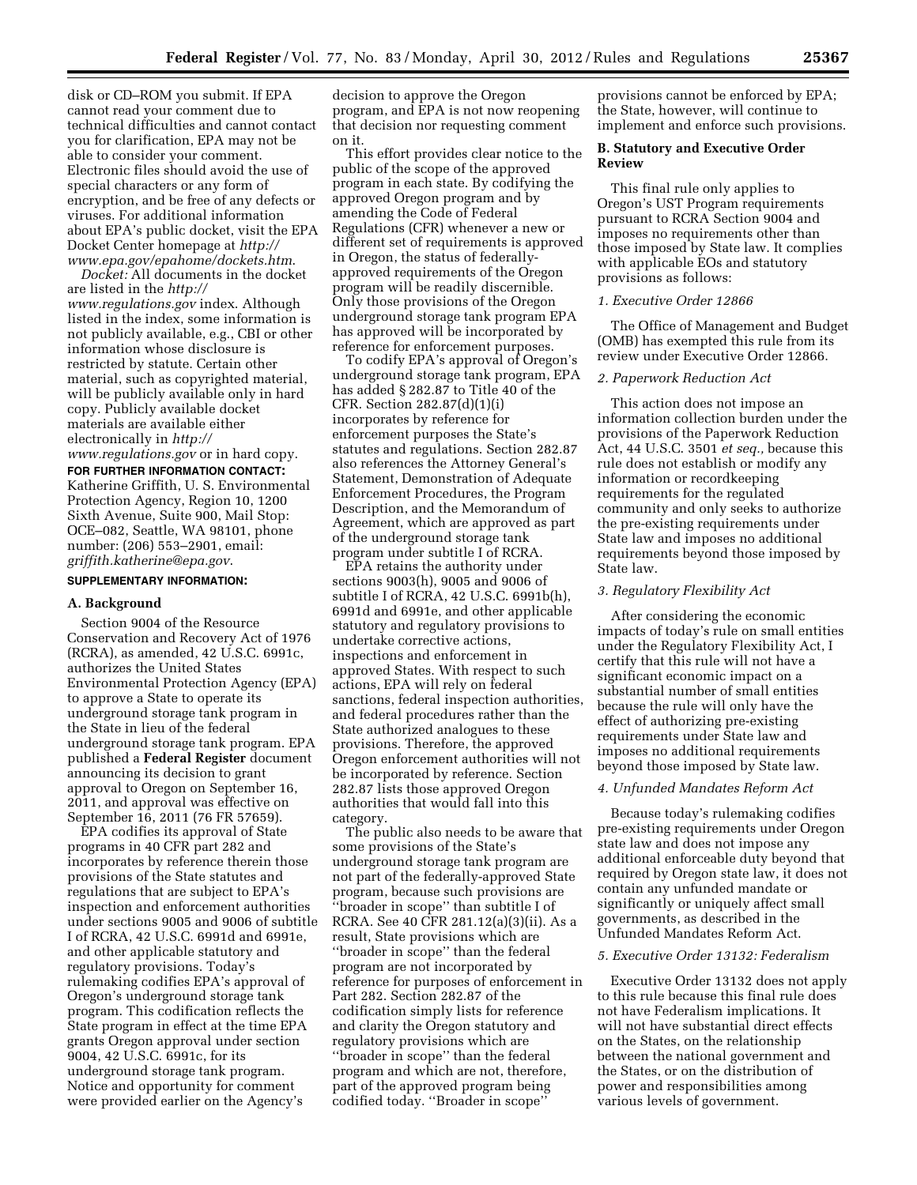disk or CD–ROM you submit. If EPA cannot read your comment due to technical difficulties and cannot contact you for clarification, EPA may not be able to consider your comment. Electronic files should avoid the use of special characters or any form of encryption, and be free of any defects or viruses. For additional information about EPA's public docket, visit the EPA Docket Center homepage at *http://www.epa.gov/epahome/dockets.htm.*

*Docket:* All documents in the docket are listed in the *http://www.regulations.gov* index. Although listed in the index, some information is not publicly available, e.g., CBI or other information whose disclosure is restricted by statute. Certain other material, such as copyrighted material, will be publicly available only in hard copy. Publicly available docket materials are available either electronically in *http://www.regulations.gov* or in hard copy.

**FOR FURTHER INFORMATION CONTACT:** Katherine Griffith, U. S. Environmental Protection Agency, Region 10, 1200 Sixth Avenue, Suite 900, Mail Stop: OCE–082, Seattle, WA 98101, phone number: (206) 553–2901, email: *griffith.katherine@epa.gov.*

**SUPPLEMENTARY INFORMATION:**

## A. Background

Section 9004 of the Resource Conservation and Recovery Act of 1976 (RCRA), as amended, 42 U.S.C. 6991c, authorizes the United States Environmental Protection Agency (EPA) to approve a State to operate its underground storage tank program in the State in lieu of the federal underground storage tank program. EPA published a **Federal Register** document announcing its decision to grant approval to Oregon on September 16, 2011, and approval was effective on September 16, 2011 (76 FR 57659).

EPA codifies its approval of State programs in 40 CFR part 282 and incorporates by reference therein those provisions of the State statutes and regulations that are subject to EPA's inspection and enforcement authorities under sections 9005 and 9006 of subtitle I of RCRA, 42 U.S.C. 6991d and 6991e, and other applicable statutory and regulatory provisions. Today's rulemaking codifies EPA's approval of Oregon's underground storage tank program. This codification reflects the State program in effect at the time EPA grants Oregon approval under section 9004, 42 U.S.C. 6991c, for its underground storage tank program. Notice and opportunity for comment were provided earlier on the Agency's decision to approve the Oregon program, and EPA is not now reopening that decision nor requesting comment on it.

This effort provides clear notice to the public of the scope of the approved program in each state. By codifying the approved Oregon program and by amending the Code of Federal Regulations (CFR) whenever a new or different set of requirements is approved in Oregon, the status of federally-approved requirements of the Oregon program will be readily discernible. Only those provisions of the Oregon underground storage tank program EPA has approved will be incorporated by reference for enforcement purposes.

To codify EPA's approval of Oregon's underground storage tank program, EPA has added § 282.87 to Title 40 of the CFR. Section 282.87(d)(1)(i) incorporates by reference for enforcement purposes the State's statutes and regulations. Section 282.87 also references the Attorney General's Statement, Demonstration of Adequate Enforcement Procedures, the Program Description, and the Memorandum of Agreement, which are approved as part of the underground storage tank program under subtitle I of RCRA.

EPA retains the authority under sections 9003(h), 9005 and 9006 of subtitle I of RCRA, 42 U.S.C. 6991b(h), 6991d and 6991e, and other applicable statutory and regulatory provisions to undertake corrective actions, inspections and enforcement in approved States. With respect to such actions, EPA will rely on federal sanctions, federal inspection authorities, and federal procedures rather than the State authorized analogues to these provisions. Therefore, the approved Oregon enforcement authorities will not be incorporated by reference. Section 282.87 lists those approved Oregon authorities that would fall into this category.

The public also needs to be aware that some provisions of the State's underground storage tank program are not part of the federally-approved State program, because such provisions are "broader in scope" than subtitle I of RCRA. See 40 CFR 281.12(a)(3)(ii). As a result, State provisions which are "broader in scope" than the federal program are not incorporated by reference for purposes of enforcement in Part 282. Section 282.87 of the codification simply lists for reference and clarity the Oregon statutory and regulatory provisions which are "broader in scope" than the federal program and which are not, therefore, part of the approved program being codified today. "Broader in scope" provisions cannot be enforced by EPA; the State, however, will continue to implement and enforce such provisions.

## B. Statutory and Executive Order Review

This final rule only applies to Oregon's UST Program requirements pursuant to RCRA Section 9004 and imposes no requirements other than those imposed by State law. It complies with applicable EOs and statutory provisions as follows:

### *1. Executive Order 12866*

The Office of Management and Budget (OMB) has exempted this rule from its review under Executive Order 12866.

### *2. Paperwork Reduction Act*

This action does not impose an information collection burden under the provisions of the Paperwork Reduction Act, 44 U.S.C. 3501 *et seq.,* because this rule does not establish or modify any information or recordkeeping requirements for the regulated community and only seeks to authorize the pre-existing requirements under State law and imposes no additional requirements beyond those imposed by State law.

### *3. Regulatory Flexibility Act*

After considering the economic impacts of today's rule on small entities under the Regulatory Flexibility Act, I certify that this rule will not have a significant economic impact on a substantial number of small entities because the rule will only have the effect of authorizing pre-existing requirements under State law and imposes no additional requirements beyond those imposed by State law.

### *4. Unfunded Mandates Reform Act*

Because today's rulemaking codifies pre-existing requirements under Oregon state law and does not impose any additional enforceable duty beyond that required by Oregon state law, it does not contain any unfunded mandate or significantly or uniquely affect small governments, as described in the Unfunded Mandates Reform Act.

### *5. Executive Order 13132: Federalism*

Executive Order 13132 does not apply to this rule because this final rule does not have Federalism implications. It will not have substantial direct effects on the States, on the relationship between the national government and the States, or on the distribution of power and responsibilities among various levels of government.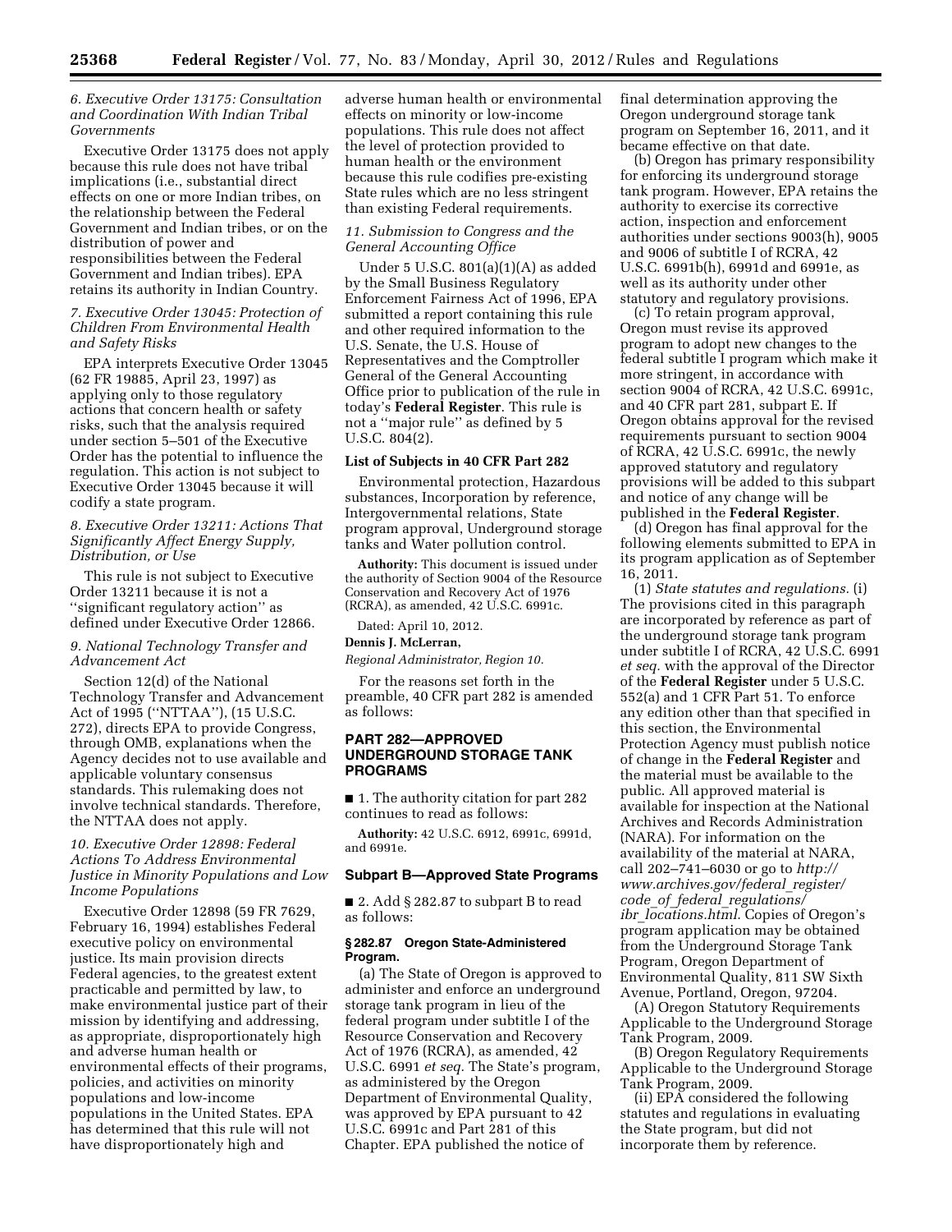### 6. Executive Order 13175: Consultation and Coordination With Indian Tribal Governments

Executive Order 13175 does not apply because this rule does not have tribal implications (i.e., substantial direct effects on one or more Indian tribes, on the relationship between the Federal Government and Indian tribes, or on the distribution of power and responsibilities between the Federal Government and Indian tribes). EPA retains its authority in Indian Country.

### 7. Executive Order 13045: Protection of Children From Environmental Health and Safety Risks

EPA interprets Executive Order 13045 (62 FR 19885, April 23, 1997) as applying only to those regulatory actions that concern health or safety risks, such that the analysis required under section 5–501 of the Executive Order has the potential to influence the regulation. This action is not subject to Executive Order 13045 because it will codify a state program.

### 8. Executive Order 13211: Actions That Significantly Affect Energy Supply, Distribution, or Use

This rule is not subject to Executive Order 13211 because it is not a ''significant regulatory action'' as defined under Executive Order 12866.

### 9. National Technology Transfer and Advancement Act

Section 12(d) of the National Technology Transfer and Advancement Act of 1995 (''NTTAA''), (15 U.S.C. 272), directs EPA to provide Congress, through OMB, explanations when the Agency decides not to use available and applicable voluntary consensus standards. This rulemaking does not involve technical standards. Therefore, the NTTAA does not apply.

### 10. Executive Order 12898: Federal Actions To Address Environmental Justice in Minority Populations and Low Income Populations

Executive Order 12898 (59 FR 7629, February 16, 1994) establishes Federal executive policy on environmental justice. Its main provision directs Federal agencies, to the greatest extent practicable and permitted by law, to make environmental justice part of their mission by identifying and addressing, as appropriate, disproportionately high and adverse human health or environmental effects of their programs, policies, and activities on minority populations and low-income populations in the United States. EPA has determined that this rule will not have disproportionately high and adverse human health or environmental effects on minority or low-income populations. This rule does not affect the level of protection provided to human health or the environment because this rule codifies pre-existing State rules which are no less stringent than existing Federal requirements.

### 11. Submission to Congress and the General Accounting Office

Under 5 U.S.C. 801(a)(1)(A) as added by the Small Business Regulatory Enforcement Fairness Act of 1996, EPA submitted a report containing this rule and other required information to the U.S. Senate, the U.S. House of Representatives and the Comptroller General of the General Accounting Office prior to publication of the rule in today's **Federal Register**. This rule is not a ''major rule'' as defined by 5 U.S.C. 804(2).

## List of Subjects in 40 CFR Part 282

Environmental protection, Hazardous substances, Incorporation by reference, Intergovernmental relations, State program approval, Underground storage tanks and Water pollution control.

**Authority:** This document is issued under the authority of Section 9004 of the Resource Conservation and Recovery Act of 1976 (RCRA), as amended, 42 U.S.C. 6991c.

Dated: April 10, 2012.

**Dennis J. McLerran,**

*Regional Administrator, Region 10.*

For the reasons set forth in the preamble, 40 CFR part 282 is amended as follows:

## PART 282—APPROVED UNDERGROUND STORAGE TANK PROGRAMS

■ 1. The authority citation for part 282 continues to read as follows:

**Authority:** 42 U.S.C. 6912, 6991c, 6991d, and 6991e.

## Subpart B—Approved State Programs

■ 2. Add § 282.87 to subpart B to read as follows:

### § 282.87 Oregon State-Administered Program.

(a) The State of Oregon is approved to administer and enforce an underground storage tank program in lieu of the federal program under subtitle I of the Resource Conservation and Recovery Act of 1976 (RCRA), as amended, 42 U.S.C. 6991 *et seq.* The State's program, as administered by the Oregon Department of Environmental Quality, was approved by EPA pursuant to 42 U.S.C. 6991c and Part 281 of this Chapter. EPA published the notice of final determination approving the Oregon underground storage tank program on September 16, 2011, and it became effective on that date.

(b) Oregon has primary responsibility for enforcing its underground storage tank program. However, EPA retains the authority to exercise its corrective action, inspection and enforcement authorities under sections 9003(h), 9005 and 9006 of subtitle I of RCRA, 42 U.S.C. 6991b(h), 6991d and 6991e, as well as its authority under other statutory and regulatory provisions.

(c) To retain program approval, Oregon must revise its approved program to adopt new changes to the federal subtitle I program which make it more stringent, in accordance with section 9004 of RCRA, 42 U.S.C. 6991c, and 40 CFR part 281, subpart E. If Oregon obtains approval for the revised requirements pursuant to section 9004 of RCRA, 42 U.S.C. 6991c, the newly approved statutory and regulatory provisions will be added to this subpart and notice of any change will be published in the **Federal Register**.

(d) Oregon has final approval for the following elements submitted to EPA in its program application as of September 16, 2011.

(1) *State statutes and regulations.* (i) The provisions cited in this paragraph are incorporated by reference as part of the underground storage tank program under subtitle I of RCRA, 42 U.S.C. 6991 *et seq.* with the approval of the Director of the **Federal Register** under 5 U.S.C. 552(a) and 1 CFR Part 51. To enforce any edition other than that specified in this section, the Environmental Protection Agency must publish notice of change in the **Federal Register** and the material must be available to the public. All approved material is available for inspection at the National Archives and Records Administration (NARA). For information on the availability of the material at NARA, call 202–741–6030 or go to *http://www.archives.gov/federal_register/code_of_federal_regulations/ibr_locations.html*. Copies of Oregon's program application may be obtained from the Underground Storage Tank Program, Oregon Department of Environmental Quality, 811 SW Sixth Avenue, Portland, Oregon, 97204.

(A) Oregon Statutory Requirements Applicable to the Underground Storage Tank Program, 2009.

(B) Oregon Regulatory Requirements Applicable to the Underground Storage Tank Program, 2009.

(ii) EPA considered the following statutes and regulations in evaluating the State program, but did not incorporate them by reference.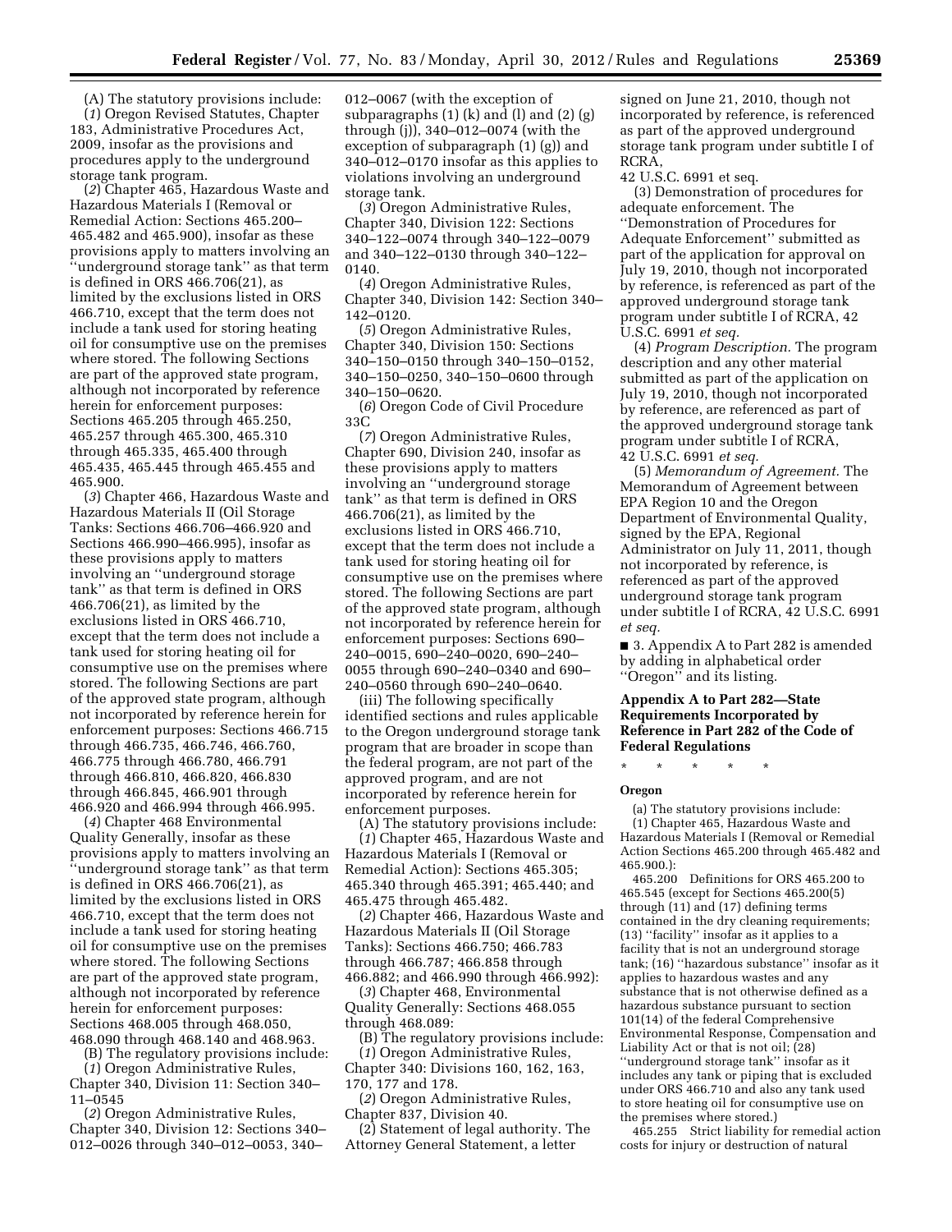(A) The statutory provisions include:

(*1*) Oregon Revised Statutes, Chapter 183, Administrative Procedures Act, 2009, insofar as the provisions and procedures apply to the underground storage tank program.

(*2*) Chapter 465, Hazardous Waste and Hazardous Materials I (Removal or Remedial Action: Sections 465.200–465.482 and 465.900), insofar as these provisions apply to matters involving an ''underground storage tank'' as that term is defined in ORS 466.706(21), as limited by the exclusions listed in ORS 466.710, except that the term does not include a tank used for storing heating oil for consumptive use on the premises where stored. The following Sections are part of the approved state program, although not incorporated by reference herein for enforcement purposes: Sections 465.205 through 465.250, 465.257 through 465.300, 465.310 through 465.335, 465.400 through 465.435, 465.445 through 465.455 and 465.900.

(*3*) Chapter 466, Hazardous Waste and Hazardous Materials II (Oil Storage Tanks: Sections 466.706–466.920 and Sections 466.990–466.995), insofar as these provisions apply to matters involving an ''underground storage tank'' as that term is defined in ORS 466.706(21), as limited by the exclusions listed in ORS 466.710, except that the term does not include a tank used for storing heating oil for consumptive use on the premises where stored. The following Sections are part of the approved state program, although not incorporated by reference herein for enforcement purposes: Sections 466.715 through 466.735, 466.746, 466.760, 466.775 through 466.780, 466.791 through 466.810, 466.820, 466.830 through 466.845, 466.901 through 466.920 and 466.994 through 466.995.

(*4*) Chapter 468 Environmental Quality Generally, insofar as these provisions apply to matters involving an ''underground storage tank'' as that term is defined in ORS 466.706(21), as limited by the exclusions listed in ORS 466.710, except that the term does not include a tank used for storing heating oil for consumptive use on the premises where stored. The following Sections are part of the approved state program, although not incorporated by reference herein for enforcement purposes: Sections 468.005 through 468.050, 468.090 through 468.140 and 468.963.

(B) The regulatory provisions include:

(*1*) Oregon Administrative Rules, Chapter 340, Division 11: Section 340–11–0545

(*2*) Oregon Administrative Rules, Chapter 340, Division 12: Sections 340–012–0026 through 340–012–0053, 340–012–0067 (with the exception of subparagraphs (1) (k) and (l) and (2) (g) through (j)), 340–012–0074 (with the exception of subparagraph (1) (g)) and 340–012–0170 insofar as this applies to violations involving an underground storage tank.

(*3*) Oregon Administrative Rules, Chapter 340, Division 122: Sections 340–122–0074 through 340–122–0079 and 340–122–0130 through 340–122–0140.

(*4*) Oregon Administrative Rules, Chapter 340, Division 142: Section 340–142–0120.

(*5*) Oregon Administrative Rules, Chapter 340, Division 150: Sections 340–150–0150 through 340–150–0152, 340–150–0250, 340–150–0600 through 340–150–0620.

(*6*) Oregon Code of Civil Procedure 33C

(*7*) Oregon Administrative Rules, Chapter 690, Division 240, insofar as these provisions apply to matters involving an ''underground storage tank'' as that term is defined in ORS 466.706(21), as limited by the exclusions listed in ORS 466.710, except that the term does not include a tank used for storing heating oil for consumptive use on the premises where stored. The following Sections are part of the approved state program, although not incorporated by reference herein for enforcement purposes: Sections 690–240–0015, 690–240–0020, 690–240–0055 through 690–240–0340 and 690–240–0560 through 690–240–0640.

(iii) The following specifically identified sections and rules applicable to the Oregon underground storage tank program that are broader in scope than the federal program, are not part of the approved program, and are not incorporated by reference herein for enforcement purposes.

(A) The statutory provisions include:

(*1*) Chapter 465, Hazardous Waste and Hazardous Materials I (Removal or Remedial Action): Sections 465.305; 465.340 through 465.391; 465.440; and 465.475 through 465.482.

(*2*) Chapter 466, Hazardous Waste and Hazardous Materials II (Oil Storage Tanks): Sections 466.750; 466.783 through 466.787; 466.858 through 466.882; and 466.990 through 466.992):

(*3*) Chapter 468, Environmental Quality Generally: Sections 468.055 through 468.089:

(B) The regulatory provisions include:

(*1*) Oregon Administrative Rules, Chapter 340: Divisions 160, 162, 163, 170, 177 and 178.

(*2*) Oregon Administrative Rules, Chapter 837, Division 40.

(2) Statement of legal authority. The Attorney General Statement, a letter signed on June 21, 2010, though not incorporated by reference, is referenced as part of the approved underground storage tank program under subtitle I of RCRA, 42 U.S.C. 6991 et seq.

(3) Demonstration of procedures for adequate enforcement. The ''Demonstration of Procedures for Adequate Enforcement'' submitted as part of the application for approval on July 19, 2010, though not incorporated by reference, is referenced as part of the approved underground storage tank program under subtitle I of RCRA, 42 U.S.C. 6991 *et seq.*

(4) *Program Description.* The program description and any other material submitted as part of the application on July 19, 2010, though not incorporated by reference, are referenced as part of the approved underground storage tank program under subtitle I of RCRA, 42 U.S.C. 6991 *et seq.*

(5) *Memorandum of Agreement.* The Memorandum of Agreement between EPA Region 10 and the Oregon Department of Environmental Quality, signed by the EPA, Regional Administrator on July 11, 2011, though not incorporated by reference, is referenced as part of the approved underground storage tank program under subtitle I of RCRA, 42 U.S.C. 6991 *et seq.*

■ 3. Appendix A to Part 282 is amended by adding in alphabetical order ''Oregon'' and its listing.

**Appendix A to Part 282—State Requirements Incorporated by Reference in Part 282 of the Code of Federal Regulations**

\* \* \* \* \*

**Oregon**

(a) The statutory provisions include:

(1) Chapter 465, Hazardous Waste and Hazardous Materials I (Removal or Remedial Action Sections 465.200 through 465.482 and 465.900.):

465.200 Definitions for ORS 465.200 to 465.545 (except for Sections 465.200(5) through (11) and (17) defining terms contained in the dry cleaning requirements; (13) ''facility'' insofar as it applies to a facility that is not an underground storage tank; (16) ''hazardous substance'' insofar as it applies to hazardous wastes and any substance that is not otherwise defined as a hazardous substance pursuant to section 101(14) of the federal Comprehensive Environmental Response, Compensation and Liability Act or that is not oil; (28) ''underground storage tank'' insofar as it includes any tank or piping that is excluded under ORS 466.710 and also any tank used to store heating oil for consumptive use on the premises where stored.)

465.255 Strict liability for remedial action costs for injury or destruction of natural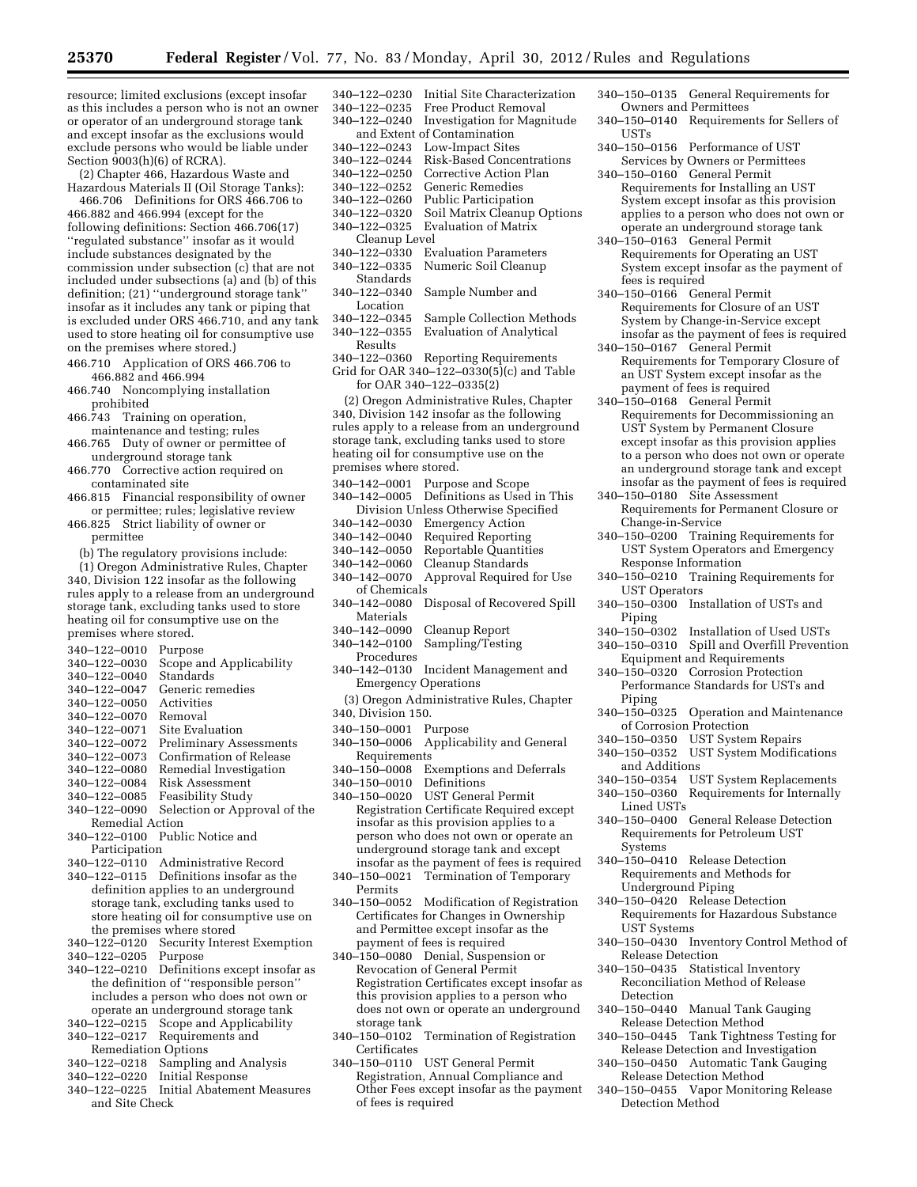resource; limited exclusions (except insofar as this includes a person who is not an owner or operator of an underground storage tank and except insofar as the exclusions would exclude persons who would be liable under Section 9003(h)(6) of RCRA).

(2) Chapter 466, Hazardous Waste and Hazardous Materials II (Oil Storage Tanks):

466.706 Definitions for ORS 466.706 to 466.882 and 466.994 (except for the following definitions: Section 466.706(17) ''regulated substance'' insofar as it would include substances designated by the commission under subsection (c) that are not included under subsections (a) and (b) of this definition; (21) ''underground storage tank'' insofar as it includes any tank or piping that is excluded under ORS 466.710, and any tank used to store heating oil for consumptive use on the premises where stored.)

466.710 Application of ORS 466.706 to 466.882 and 466.994
466.740 Noncomplying installation prohibited
466.743 Training on operation, maintenance and testing; rules
466.765 Duty of owner or permittee of underground storage tank
466.770 Corrective action required on contaminated site
466.815 Financial responsibility of owner or permittee; rules; legislative review
466.825 Strict liability of owner or permittee

(b) The regulatory provisions include:

(1) Oregon Administrative Rules, Chapter 340, Division 122 insofar as the following rules apply to a release from an underground storage tank, excluding tanks used to store heating oil for consumptive use on the premises where stored.

340–122–0010 Purpose
340–122–0030 Scope and Applicability
340–122–0040 Standards
340–122–0047 Generic remedies
340–122–0050 Activities
340–122–0070 Removal
340–122–0071 Site Evaluation
340–122–0072 Preliminary Assessments
340–122–0073 Confirmation of Release
340–122–0080 Remedial Investigation
340–122–0084 Risk Assessment
340–122–0085 Feasibility Study
340–122–0090 Selection or Approval of the Remedial Action
340–122–0100 Public Notice and Participation
340–122–0110 Administrative Record
340–122–0115 Definitions insofar as the definition applies to an underground storage tank, excluding tanks used to store heating oil for consumptive use on the premises where stored
340–122–0120 Security Interest Exemption
340–122–0205 Purpose
340–122–0210 Definitions except insofar as the definition of ''responsible person'' includes a person who does not own or operate an underground storage tank
340–122–0215 Scope and Applicability
340–122–0217 Requirements and Remediation Options
340–122–0218 Sampling and Analysis
340–122–0220 Initial Response
340–122–0225 Initial Abatement Measures and Site Check
340–122–0230 Initial Site Characterization
340–122–0235 Free Product Removal
340–122–0240 Investigation for Magnitude and Extent of Contamination
340–122–0243 Low-Impact Sites
340–122–0244 Risk-Based Concentrations
340–122–0250 Corrective Action Plan
340–122–0252 Generic Remedies
340–122–0260 Public Participation
340–122–0320 Soil Matrix Cleanup Options
340–122–0325 Evaluation of Matrix Cleanup Level
340–122–0330 Evaluation Parameters
340–122–0335 Numeric Soil Cleanup Standards
340–122–0340 Sample Number and Location
340–122–0345 Sample Collection Methods
340–122–0355 Evaluation of Analytical Results
340–122–0360 Reporting Requirements
Grid for OAR 340–122–0330(5)(c) and Table for OAR 340–122–0335(2)

(2) Oregon Administrative Rules, Chapter 340, Division 142 insofar as the following rules apply to a release from an underground storage tank, excluding tanks used to store heating oil for consumptive use on the premises where stored.

340–142–0001 Purpose and Scope
340–142–0005 Definitions as Used in This Division Unless Otherwise Specified
340–142–0030 Emergency Action
340–142–0040 Required Reporting
340–142–0050 Reportable Quantities
340–142–0060 Cleanup Standards
340–142–0070 Approval Required for Use of Chemicals
340–142–0080 Disposal of Recovered Spill Materials
340–142–0090 Cleanup Report
340–142–0100 Sampling/Testing Procedures
340–142–0130 Incident Management and Emergency Operations

(3) Oregon Administrative Rules, Chapter 340, Division 150.

340–150–0001 Purpose
340–150–0006 Applicability and General Requirements
340–150–0008 Exemptions and Deferrals
340–150–0010 Definitions
340–150–0020 UST General Permit Registration Certificate Required except insofar as this provision applies to a person who does not own or operate an underground storage tank and except insofar as the payment of fees is required
340–150–0021 Termination of Temporary Permits
340–150–0052 Modification of Registration Certificates for Changes in Ownership and Permittee except insofar as the payment of fees is required
340–150–0080 Denial, Suspension or Revocation of General Permit Registration Certificates except insofar as this provision applies to a person who does not own or operate an underground storage tank
340–150–0102 Termination of Registration Certificates
340–150–0110 UST General Permit Registration, Annual Compliance and Other Fees except insofar as the payment of fees is required
340–150–0135 General Requirements for Owners and Permittees
340–150–0140 Requirements for Sellers of USTs
340–150–0156 Performance of UST Services by Owners or Permittees
340–150–0160 General Permit Requirements for Installing an UST System except insofar as this provision applies to a person who does not own or operate an underground storage tank
340–150–0163 General Permit Requirements for Operating an UST System except insofar as the payment of fees is required
340–150–0166 General Permit Requirements for Closure of an UST System by Change-in-Service except insofar as the payment of fees is required
340–150–0167 General Permit Requirements for Temporary Closure of an UST System except insofar as the payment of fees is required
340–150–0168 General Permit Requirements for Decommissioning an UST System by Permanent Closure except insofar as this provision applies to a person who does not own or operate an underground storage tank and except insofar as the payment of fees is required
340–150–0180 Site Assessment Requirements for Permanent Closure or Change-in-Service
340–150–0200 Training Requirements for UST System Operators and Emergency Response Information
340–150–0210 Training Requirements for UST Operators
340–150–0300 Installation of USTs and Piping
340–150–0302 Installation of Used USTs
340–150–0310 Spill and Overfill Prevention Equipment and Requirements
340–150–0320 Corrosion Protection Performance Standards for USTs and Piping
340–150–0325 Operation and Maintenance of Corrosion Protection
340–150–0350 UST System Repairs
340–150–0352 UST System Modifications and Additions
340–150–0354 UST System Replacements
340–150–0360 Requirements for Internally Lined USTs
340–150–0400 General Release Detection Requirements for Petroleum UST Systems
340–150–0410 Release Detection Requirements and Methods for Underground Piping
340–150–0420 Release Detection Requirements for Hazardous Substance UST Systems
340–150–0430 Inventory Control Method of Release Detection
340–150–0435 Statistical Inventory Reconciliation Method of Release Detection
340–150–0440 Manual Tank Gauging Release Detection Method
340–150–0445 Tank Tightness Testing for Release Detection and Investigation
340–150–0450 Automatic Tank Gauging Release Detection Method
340–150–0455 Vapor Monitoring Release Detection Method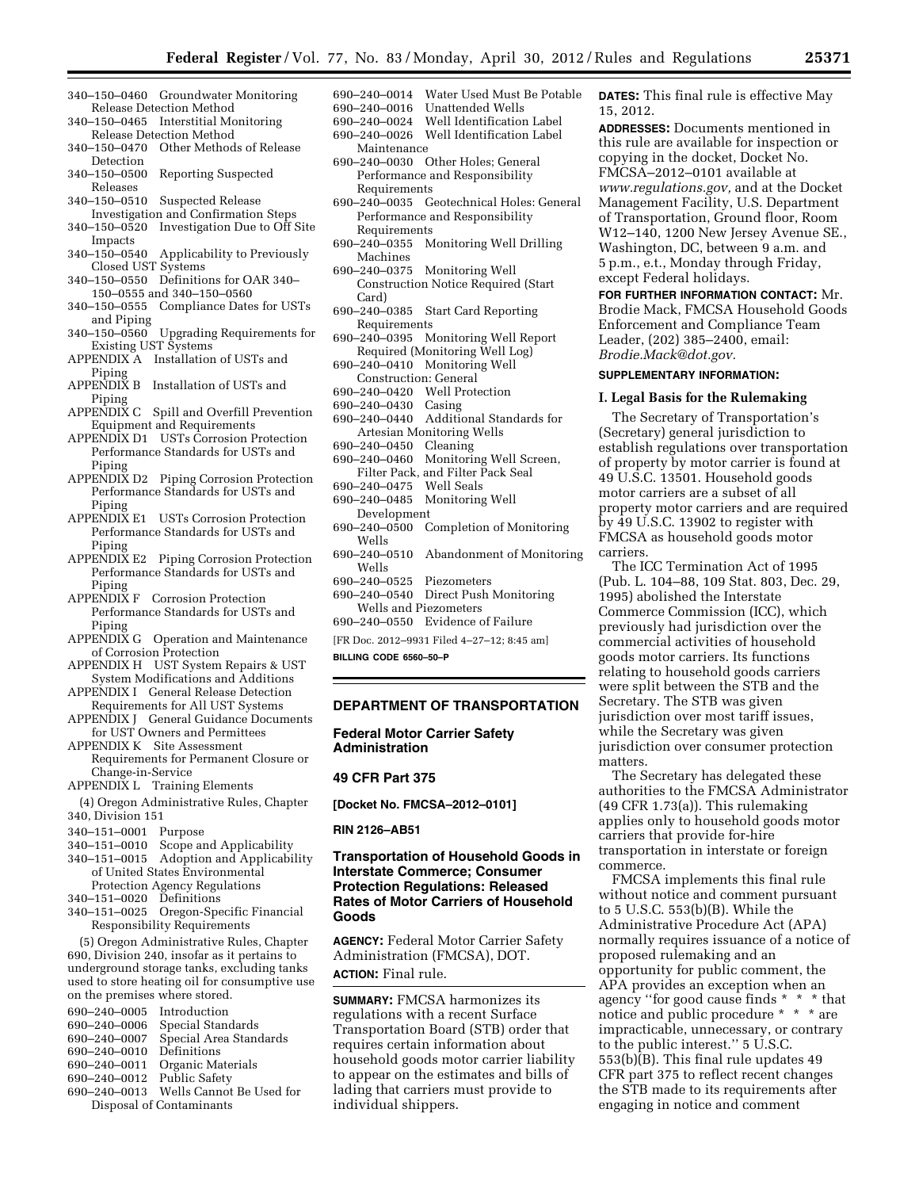340–150–0460 Groundwater Monitoring Release Detection Method
340–150–0465 Interstitial Monitoring Release Detection Method
340–150–0470 Other Methods of Release Detection
340–150–0500 Reporting Suspected Releases
340–150–0510 Suspected Release Investigation and Confirmation Steps
340–150–0520 Investigation Due to Off Site Impacts
340–150–0540 Applicability to Previously Closed UST Systems
340–150–0550 Definitions for OAR 340–150–0555 and 340–150–0560
340–150–0555 Compliance Dates for USTs and Piping
340–150–0560 Upgrading Requirements for Existing UST Systems
APPENDIX A Installation of USTs and Piping
APPENDIX B Installation of USTs and Piping
APPENDIX C Spill and Overfill Prevention Equipment and Requirements
APPENDIX D1 USTs Corrosion Protection Performance Standards for USTs and Piping
APPENDIX D2 Piping Corrosion Protection Performance Standards for USTs and Piping
APPENDIX E1 USTs Corrosion Protection Performance Standards for USTs and Piping
APPENDIX E2 Piping Corrosion Protection Performance Standards for USTs and Piping
APPENDIX F Corrosion Protection Performance Standards for USTs and Piping
APPENDIX G Operation and Maintenance of Corrosion Protection
APPENDIX H UST System Repairs & UST System Modifications and Additions
APPENDIX I General Release Detection Requirements for All UST Systems
APPENDIX J General Guidance Documents for UST Owners and Permittees
APPENDIX K Site Assessment Requirements for Permanent Closure or Change-in-Service
APPENDIX L Training Elements

(4) Oregon Administrative Rules, Chapter 340, Division 151

340–151–0001 Purpose
340–151–0010 Scope and Applicability
340–151–0015 Adoption and Applicability of United States Environmental Protection Agency Regulations
340–151–0020 Definitions
340–151–0025 Oregon-Specific Financial Responsibility Requirements

(5) Oregon Administrative Rules, Chapter 690, Division 240, insofar as it pertains to underground storage tanks, excluding tanks used to store heating oil for consumptive use on the premises where stored.

690–240–0005 Introduction
690–240–0006 Special Standards
690–240–0007 Special Area Standards
690–240–0010 Definitions
690–240–0011 Organic Materials
690–240–0012 Public Safety
690–240–0013 Wells Cannot Be Used for Disposal of Contaminants
690–240–0014 Water Used Must Be Potable
690–240–0016 Unattended Wells
690–240–0024 Well Identification Label
690–240–0026 Well Identification Label Maintenance
690–240–0030 Other Holes; General Performance and Responsibility Requirements
690–240–0035 Geotechnical Holes: General Performance and Responsibility Requirements
690–240–0355 Monitoring Well Drilling Machines
690–240–0375 Monitoring Well Construction Notice Required (Start Card)
690–240–0385 Start Card Reporting Requirements
690–240–0395 Monitoring Well Report Required (Monitoring Well Log)
690–240–0410 Monitoring Well Construction: General
690–240–0420 Well Protection
690–240–0430 Casing
690–240–0440 Additional Standards for Artesian Monitoring Wells
690–240–0450 Cleaning
690–240–0460 Monitoring Well Screen, Filter Pack, and Filter Pack Seal
690–240–0475 Well Seals
690–240–0485 Monitoring Well Development
690–240–0500 Completion of Monitoring Wells
690–240–0510 Abandonment of Monitoring Wells
690–240–0525 Piezometers
690–240–0540 Direct Push Monitoring Wells and Piezometers
690–240–0550 Evidence of Failure

[FR Doc. 2012–9931 Filed 4–27–12; 8:45 am]

**BILLING CODE 6560–50–P**

## DEPARTMENT OF TRANSPORTATION

### Federal Motor Carrier Safety Administration

### 49 CFR Part 375

**[Docket No. FMCSA–2012–0101]**

**RIN 2126–AB51**

### Transportation of Household Goods in Interstate Commerce; Consumer Protection Regulations: Released Rates of Motor Carriers of Household Goods

**AGENCY:** Federal Motor Carrier Safety Administration (FMCSA), DOT.

**ACTION:** Final rule.

**SUMMARY:** FMCSA harmonizes its regulations with a recent Surface Transportation Board (STB) order that requires certain information about household goods motor carrier liability to appear on the estimates and bills of lading that carriers must provide to individual shippers.

**DATES:** This final rule is effective May 15, 2012.

**ADDRESSES:** Documents mentioned in this rule are available for inspection or copying in the docket, Docket No. FMCSA–2012–0101 available at *www.regulations.gov,* and at the Docket Management Facility, U.S. Department of Transportation, Ground floor, Room W12–140, 1200 New Jersey Avenue SE., Washington, DC, between 9 a.m. and 5 p.m., e.t., Monday through Friday, except Federal holidays.

**FOR FURTHER INFORMATION CONTACT:** Mr. Brodie Mack, FMCSA Household Goods Enforcement and Compliance Team Leader, (202) 385–2400, email: *Brodie.Mack@dot.gov.*

**SUPPLEMENTARY INFORMATION:**

#### I. Legal Basis for the Rulemaking

The Secretary of Transportation's (Secretary) general jurisdiction to establish regulations over transportation of property by motor carrier is found at 49 U.S.C. 13501. Household goods motor carriers are a subset of all property motor carriers and are required by 49 U.S.C. 13902 to register with FMCSA as household goods motor carriers.

The ICC Termination Act of 1995 (Pub. L. 104–88, 109 Stat. 803, Dec. 29, 1995) abolished the Interstate Commerce Commission (ICC), which previously had jurisdiction over the commercial activities of household goods motor carriers. Its functions relating to household goods carriers were split between the STB and the Secretary. The STB was given jurisdiction over most tariff issues, while the Secretary was given jurisdiction over consumer protection matters.

The Secretary has delegated these authorities to the FMCSA Administrator (49 CFR 1.73(a)). This rulemaking applies only to household goods motor carriers that provide for-hire transportation in interstate or foreign commerce.

FMCSA implements this final rule without notice and comment pursuant to 5 U.S.C. 553(b)(B). While the Administrative Procedure Act (APA) normally requires issuance of a notice of proposed rulemaking and an opportunity for public comment, the APA provides an exception when an agency ''for good cause finds * * * that notice and public procedure * * * are impracticable, unnecessary, or contrary to the public interest.'' 5 U.S.C. 553(b)(B). This final rule updates 49 CFR part 375 to reflect recent changes the STB made to its requirements after engaging in notice and comment